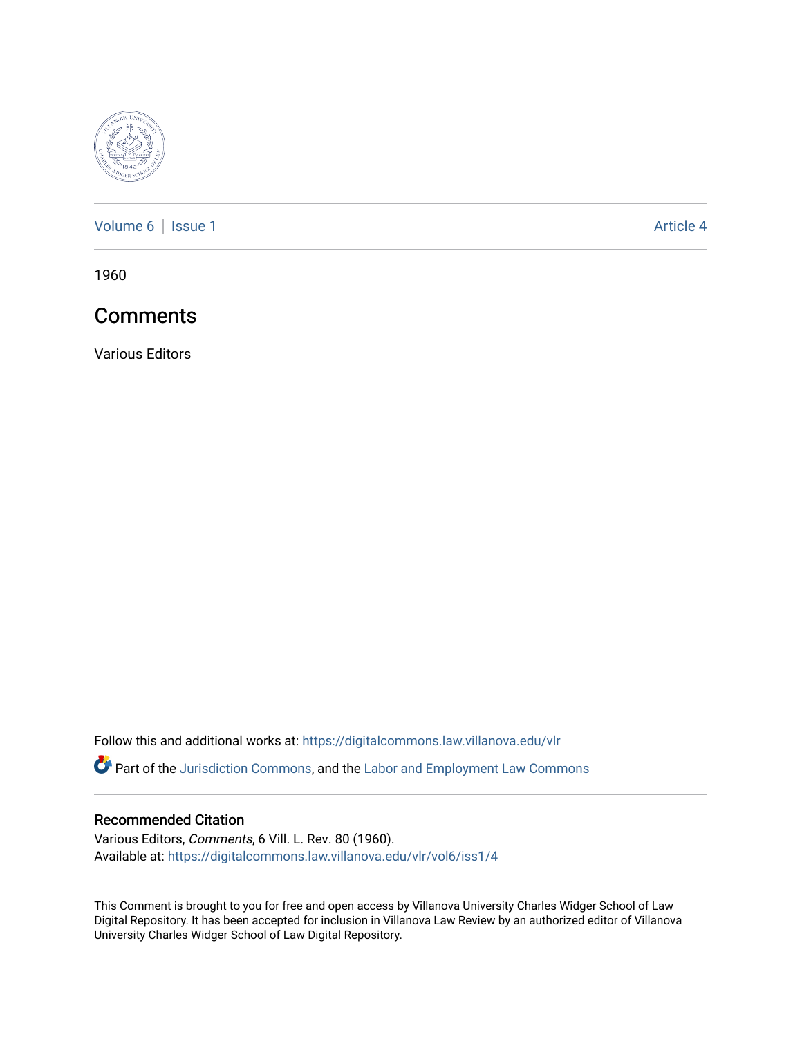Volume 6 | Issue 1 Article 4

1960

# Comments

Various Editors

Follow this and additional works at: https://digitalcommons.law.villanova.edu/vlr

Part of the Jurisdiction Commons, and the Labor and Employment Law Commons

## Recommended Citation

Various Editors, *Comments*, 6 Vill. L. Rev. 80 (1960).
Available at: https://digitalcommons.law.villanova.edu/vlr/vol6/iss1/4

This Comment is brought to you for free and open access by Villanova University Charles Widger School of Law Digital Repository. It has been accepted for inclusion in Villanova Law Review by an authorized editor of Villanova University Charles Widger School of Law Digital Repository.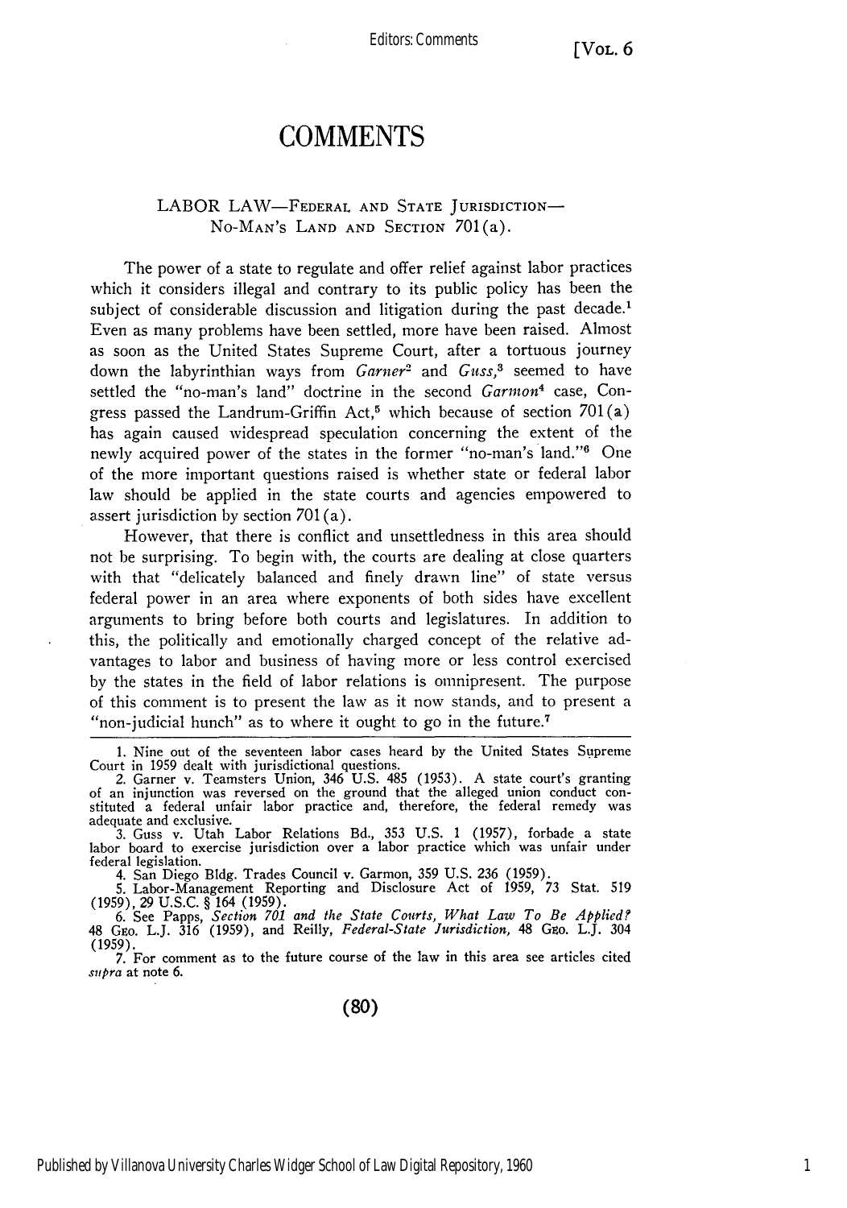# COMMENTS

## LABOR LAW—FEDERAL AND STATE JURISDICTION—NO-MAN'S LAND AND SECTION 701(a).

The power of a state to regulate and offer relief against labor practices which it considers illegal and contrary to its public policy has been the subject of considerable discussion and litigation during the past decade.[1] Even as many problems have been settled, more have been raised. Almost as soon as the United States Supreme Court, after a tortuous journey down the labyrinthian ways from *Garner*[2] and *Guss*,[3] seemed to have settled the "no-man's land" doctrine in the second *Garmon*[4] case, Congress passed the Landrum-Griffin Act,[5] which because of section 701(a) has again caused widespread speculation concerning the extent of the newly acquired power of the states in the former "no-man's land."[6] One of the more important questions raised is whether state or federal labor law should be applied in the state courts and agencies empowered to assert jurisdiction by section 701(a).

However, that there is conflict and unsettledness in this area should not be surprising. To begin with, the courts are dealing at close quarters with that "delicately balanced and finely drawn line" of state versus federal power in an area where exponents of both sides have excellent arguments to bring before both courts and legislatures. In addition to this, the politically and emotionally charged concept of the relative advantages to labor and business of having more or less control exercised by the states in the field of labor relations is omnipresent. The purpose of this comment is to present the law as it now stands, and to present a "non-judicial hunch" as to where it ought to go in the future.[7]

---

1. Nine out of the seventeen labor cases heard by the United States Supreme Court in 1959 dealt with jurisdictional questions.

2. Garner v. Teamsters Union, 346 U.S. 485 (1953). A state court's granting of an injunction was reversed on the ground that the alleged union conduct constituted a federal unfair labor practice and, therefore, the federal remedy was adequate and exclusive.

3. Guss v. Utah Labor Relations Bd., 353 U.S. 1 (1957), forbade a state labor board to exercise jurisdiction over a labor practice which was unfair under federal legislation.

4. San Diego Bldg. Trades Council v. Garmon, 359 U.S. 236 (1959).

5. Labor-Management Reporting and Disclosure Act of 1959, 73 Stat. 519 (1959), 29 U.S.C. § 164 (1959).

6. See Papps, *Section 701 and the State Courts, What Law To Be Applied?* 48 GEO. L.J. 316 (1959), and Reilly, *Federal-State Jurisdiction,* 48 GEO. L.J. 304 (1959).

7. For comment as to the future course of the law in this area see articles cited *supra* at note 6.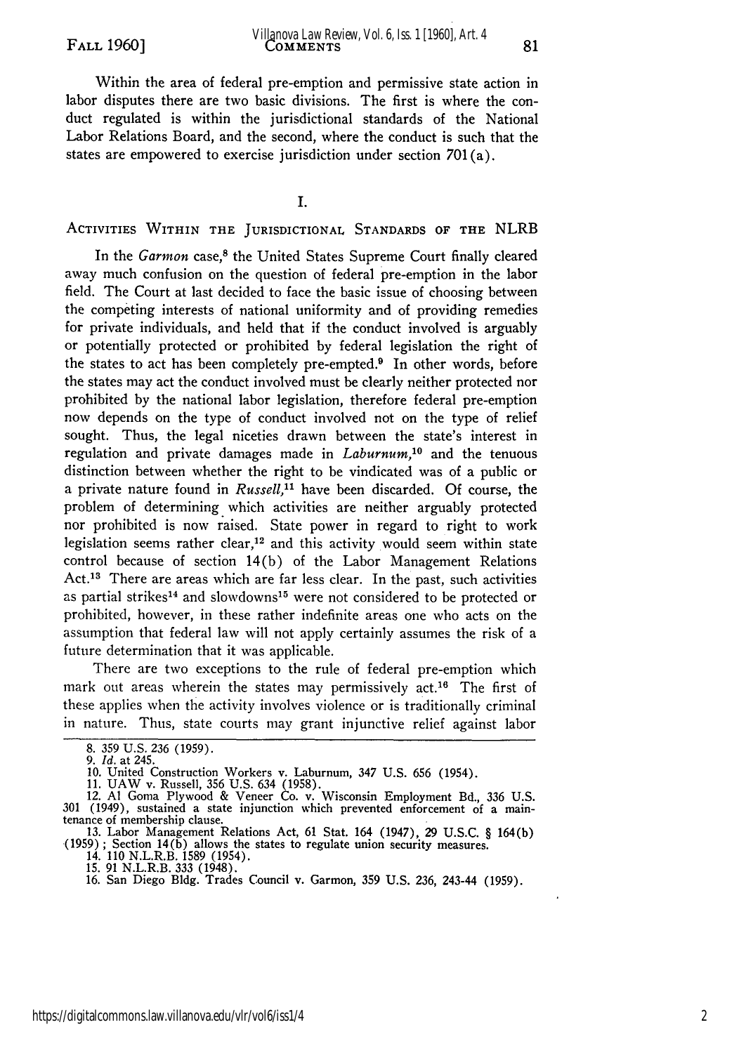Within the area of federal pre-emption and permissive state action in labor disputes there are two basic divisions. The first is where the conduct regulated is within the jurisdictional standards of the National Labor Relations Board, and the second, where the conduct is such that the states are empowered to exercise jurisdiction under section 701(a).

## I.

### ACTIVITIES WITHIN THE JURISDICTIONAL STANDARDS OF THE NLRB

In the *Garmon* case,[8] the United States Supreme Court finally cleared away much confusion on the question of federal pre-emption in the labor field. The Court at last decided to face the basic issue of choosing between the competing interests of national uniformity and of providing remedies for private individuals, and held that if the conduct involved is arguably or potentially protected or prohibited by federal legislation the right of the states to act has been completely pre-empted.[9] In other words, before the states may act the conduct involved must be clearly neither protected nor prohibited by the national labor legislation, therefore federal pre-emption now depends on the type of conduct involved not on the type of relief sought. Thus, the legal niceties drawn between the state's interest in regulation and private damages made in *Laburnum*,[10] and the tenuous distinction between whether the right to be vindicated was of a public or a private nature found in *Russell*,[11] have been discarded. Of course, the problem of determining which activities are neither arguably protected nor prohibited is now raised. State power in regard to right to work legislation seems rather clear,[12] and this activity would seem within state control because of section 14(b) of the Labor Management Relations Act.[13] There are areas which are far less clear. In the past, such activities as partial strikes[14] and slowdowns[15] were not considered to be protected or prohibited, however, in these rather indefinite areas one who acts on the assumption that federal law will not apply certainly assumes the risk of a future determination that it was applicable.

There are two exceptions to the rule of federal pre-emption which mark out areas wherein the states may permissively act.[16] The first of these applies when the activity involves violence or is traditionally criminal in nature. Thus, state courts may grant injunctive relief against labor

---

8. 359 U.S. 236 (1959).
9. *Id.* at 245.
10. United Construction Workers v. Laburnum, 347 U.S. 656 (1954).
11. UAW v. Russell, 356 U.S. 634 (1958).
12. Al Goma Plywood & Veneer Co. v. Wisconsin Employment Bd., 336 U.S. 301 (1949), sustained a state injunction which prevented enforcement of a maintenance of membership clause.
13. Labor Management Relations Act, 61 Stat. 164 (1947), 29 U.S.C. § 164(b) (1959); Section 14(b) allows the states to regulate union security measures.
14. 110 N.L.R.B. 1589 (1954).
15. 91 N.L.R.B. 333 (1948).
16. San Diego Bldg. Trades Council v. Garmon, 359 U.S. 236, 243-44 (1959).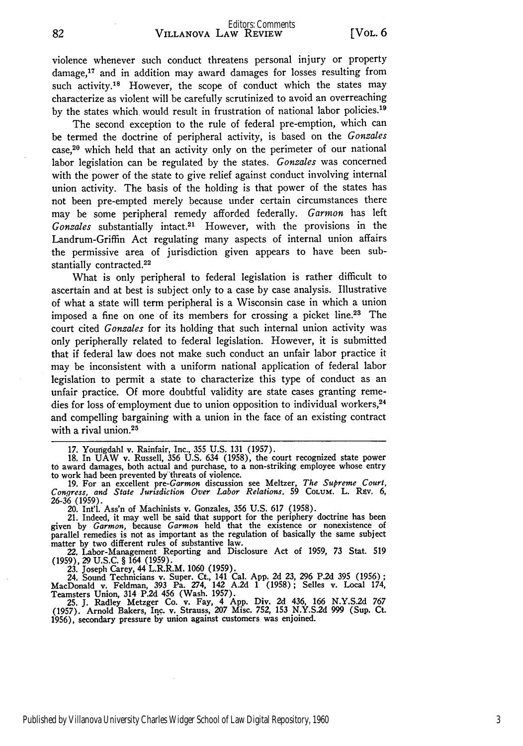violence whenever such conduct threatens personal injury or property damage,[17] and in addition may award damages for losses resulting from such activity.[18] However, the scope of conduct which the states may characterize as violent will be carefully scrutinized to avoid an overreaching by the states which would result in frustration of national labor policies.[19]

The second exception to the rule of federal pre-emption, which can be termed the doctrine of peripheral activity, is based on the *Gonzales* case,[20] which held that an activity only on the perimeter of our national labor legislation can be regulated by the states. *Gonzales* was concerned with the power of the state to give relief against conduct involving internal union activity. The basis of the holding is that power of the states has not been pre-empted merely because under certain circumstances there may be some peripheral remedy afforded federally. *Garmon* has left *Gonzales* substantially intact.[21] However, with the provisions in the Landrum-Griffin Act regulating many aspects of internal union affairs the permissive area of jurisdiction given appears to have been substantially contracted.[22]

What is only peripheral to federal legislation is rather difficult to ascertain and at best is subject only to a case by case analysis. Illustrative of what a state will term peripheral is a Wisconsin case in which a union imposed a fine on one of its members for crossing a picket line.[23] The court cited *Gonzales* for its holding that such internal union activity was only peripherally related to federal legislation. However, it is submitted that if federal law does not make such conduct an unfair labor practice it may be inconsistent with a uniform national application of federal labor legislation to permit a state to characterize this type of conduct as an unfair practice. Of more doubtful validity are state cases granting remedies for loss of employment due to union opposition to individual workers,[24] and compelling bargaining with a union in the face of an existing contract with a rival union.[25]

---

17. Youngdahl v. Rainfair, Inc., 355 U.S. 131 (1957).

18. In UAW v. Russell, 356 U.S. 634 (1958), the court recognized state power to award damages, both actual and purchase, to a non-striking employee whose entry to work had been prevented by threats of violence.

19. For an excellent pre-*Garmon* discussion see Meltzer, *The Supreme Court, Congress, and State Jurisdiction Over Labor Relations*, 59 COLUM. L. REV. 6, 26-36 (1959).

20. Int'l. Ass'n of Machinists v. Gonzales, 356 U.S. 617 (1958).

21. Indeed, it may well be said that support for the periphery doctrine has been given by *Garmon*, because *Garmon* held that the existence or nonexistence of parallel remedies is not as important as the regulation of basically the same subject matter by two different rules of substantive law.

22. Labor-Management Reporting and Disclosure Act of 1959, 73 Stat. 519 (1959), 29 U.S.C. § 164 (1959).

23. Joseph Carey, 44 L.R.R.M. 1060 (1959).

24. Sound Technicians v. Super. Ct., 141 Cal. App. 2d 23, 296 P.2d 395 (1956); MacDonald v. Feldman, 393 Pa. 274, 142 A.2d 1 (1958); Selles v. Local 174, Teamsters Union, 314 P.2d 456 (Wash. 1957).

25. J. Radley Metzger Co. v. Fay, 4 App. Div. 2d 436, 166 N.Y.S.2d 767 (1957). Arnold Bakers, Inc. v. Strauss, 207 Misc. 752, 153 N.Y.S.2d 999 (Sup. Ct. 1956), secondary pressure by union against customers was enjoined.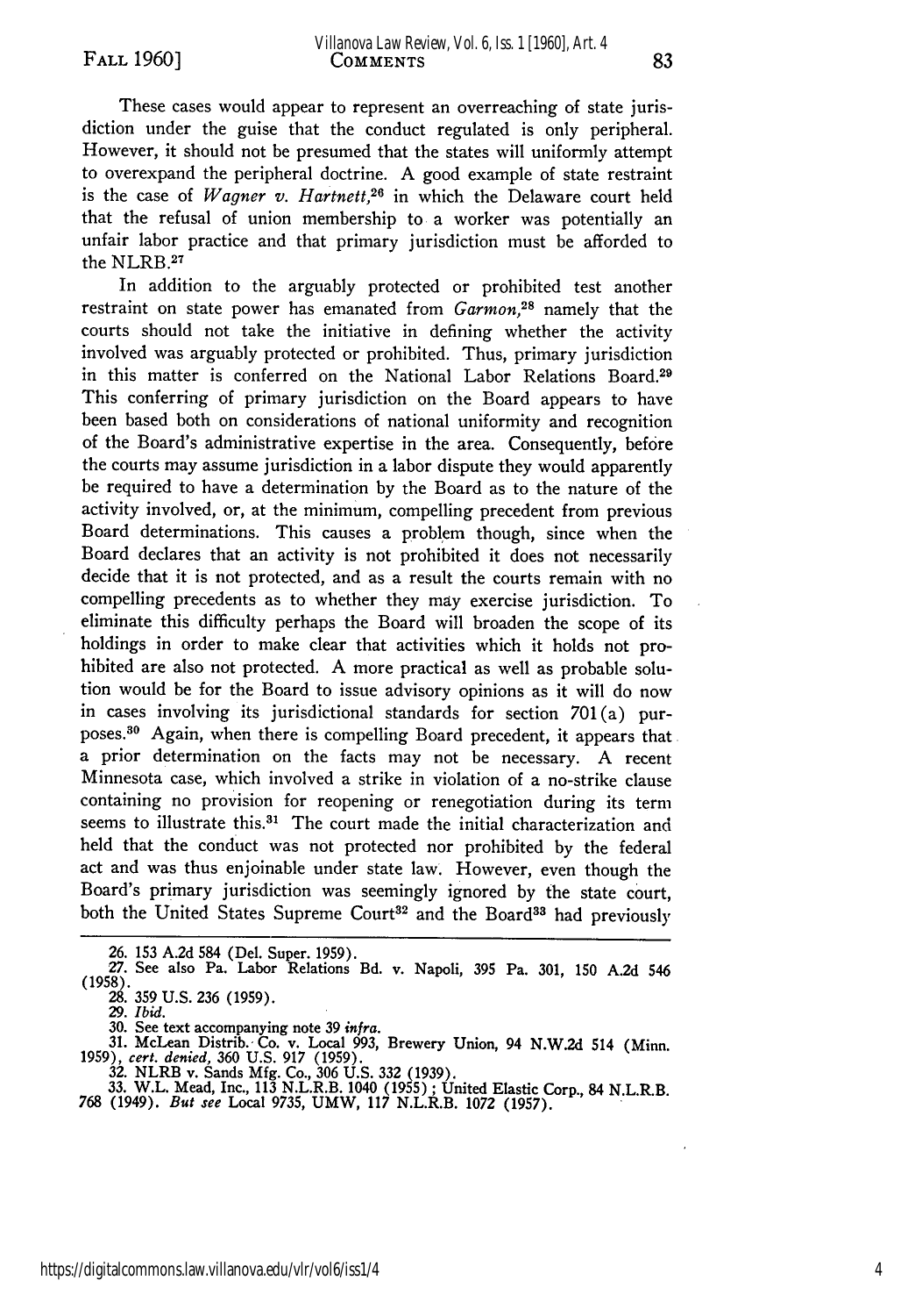These cases would appear to represent an overreaching of state jurisdiction under the guise that the conduct regulated is only peripheral. However, it should not be presumed that the states will uniformly attempt to overexpand the peripheral doctrine. A good example of state restraint is the case of *Wagner v. Hartnett*,[26] in which the Delaware court held that the refusal of union membership to a worker was potentially an unfair labor practice and that primary jurisdiction must be afforded to the NLRB.[27]

In addition to the arguably protected or prohibited test another restraint on state power has emanated from *Garmon*,[28] namely that the courts should not take the initiative in defining whether the activity involved was arguably protected or prohibited. Thus, primary jurisdiction in this matter is conferred on the National Labor Relations Board.[29] This conferring of primary jurisdiction on the Board appears to have been based both on considerations of national uniformity and recognition of the Board's administrative expertise in the area. Consequently, before the courts may assume jurisdiction in a labor dispute they would apparently be required to have a determination by the Board as to the nature of the activity involved, or, at the minimum, compelling precedent from previous Board determinations. This causes a problem though, since when the Board declares that an activity is not prohibited it does not necessarily decide that it is not protected, and as a result the courts remain with no compelling precedents as to whether they may exercise jurisdiction. To eliminate this difficulty perhaps the Board will broaden the scope of its holdings in order to make clear that activities which it holds not prohibited are also not protected. A more practical as well as probable solution would be for the Board to issue advisory opinions as it will do now in cases involving its jurisdictional standards for section 701(a) purposes.[30] Again, when there is compelling Board precedent, it appears that a prior determination on the facts may not be necessary. A recent Minnesota case, which involved a strike in violation of a no-strike clause containing no provision for reopening or renegotiation during its term seems to illustrate this.[31] The court made the initial characterization and held that the conduct was not protected nor prohibited by the federal act and was thus enjoinable under state law. However, even though the Board's primary jurisdiction was seemingly ignored by the state court, both the United States Supreme Court[32] and the Board[33] had previously

---

26. 153 A.2d 584 (Del. Super. 1959).

27. See also Pa. Labor Relations Bd. v. Napoli, 395 Pa. 301, 150 A.2d 546 (1958).

28. 359 U.S. 236 (1959).

29. *Ibid.*

30. See text accompanying note 39 *infra*.

31. McLean Distrib. Co. v. Local 993, Brewery Union, 94 N.W.2d 514 (Minn. 1959), *cert. denied*, 360 U.S. 917 (1959).

32. NLRB v. Sands Mfg. Co., 306 U.S. 332 (1939).

33. W.L. Mead, Inc., 113 N.L.R.B. 1040 (1955); United Elastic Corp., 84 N.L.R.B. 768 (1949). *But see* Local 9735, UMW, 117 N.L.R.B. 1072 (1957).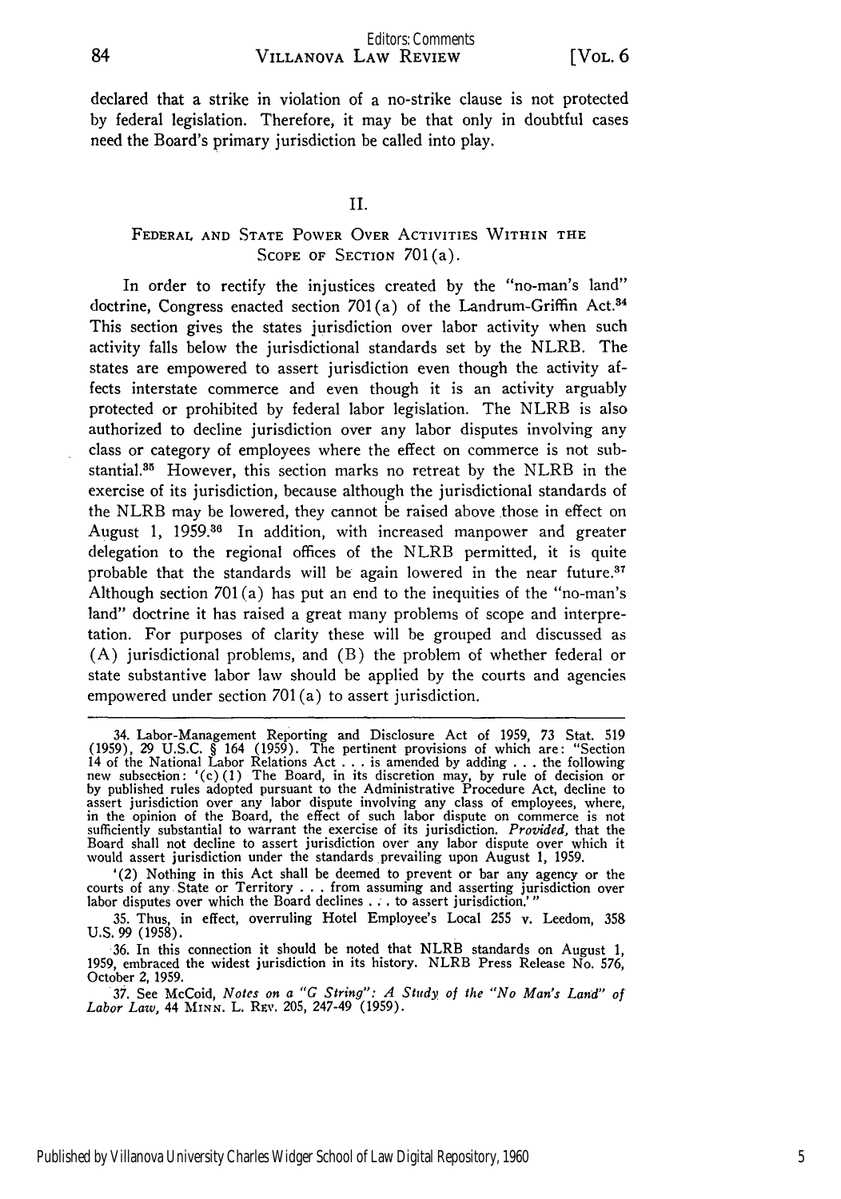declared that a strike in violation of a no-strike clause is not protected by federal legislation. Therefore, it may be that only in doubtful cases need the Board's primary jurisdiction be called into play.

## II.

### FEDERAL AND STATE POWER OVER ACTIVITIES WITHIN THE SCOPE OF SECTION 701(a).

In order to rectify the injustices created by the "no-man's land" doctrine, Congress enacted section 701(a) of the Landrum-Griffin Act.[34] This section gives the states jurisdiction over labor activity when such activity falls below the jurisdictional standards set by the NLRB. The states are empowered to assert jurisdiction even though the activity affects interstate commerce and even though it is an activity arguably protected or prohibited by federal labor legislation. The NLRB is also authorized to decline jurisdiction over any labor disputes involving any class or category of employees where the effect on commerce is not substantial.[35] However, this section marks no retreat by the NLRB in the exercise of its jurisdiction, because although the jurisdictional standards of the NLRB may be lowered, they cannot be raised above those in effect on August 1, 1959.[36] In addition, with increased manpower and greater delegation to the regional offices of the NLRB permitted, it is quite probable that the standards will be again lowered in the near future.[37] Although section 701(a) has put an end to the inequities of the "no-man's land" doctrine it has raised a great many problems of scope and interpretation. For purposes of clarity these will be grouped and discussed as (A) jurisdictional problems, and (B) the problem of whether federal or state substantive labor law should be applied by the courts and agencies empowered under section 701(a) to assert jurisdiction.

---

34. Labor-Management Reporting and Disclosure Act of 1959, 73 Stat. 519 (1959), 29 U.S.C. § 164 (1959). The pertinent provisions of which are: "Section 14 of the National Labor Relations Act . . . is amended by adding . . . the following new subsection: '(c)(1) The Board, in its discretion may, by rule of decision or by published rules adopted pursuant to the Administrative Procedure Act, decline to assert jurisdiction over any labor dispute involving any class of employees, where, in the opinion of the Board, the effect of such labor dispute on commerce is not sufficiently substantial to warrant the exercise of its jurisdiction. *Provided*, that the Board shall not decline to assert jurisdiction over any labor dispute over which it would assert jurisdiction under the standards prevailing upon August 1, 1959.

'(2) Nothing in this Act shall be deemed to prevent or bar any agency or the courts of any State or Territory . . . from assuming and asserting jurisdiction over labor disputes over which the Board declines . . . to assert jurisdiction.'"

35. Thus, in effect, overruling Hotel Employee's Local 255 v. Leedom, 358 U.S. 99 (1958).

36. In this connection it should be noted that NLRB standards on August 1, 1959, embraced the widest jurisdiction in its history. NLRB Press Release No. 576, October 2, 1959.

37. See McCoid, *Notes on a "G String": A Study of the "No Man's Land" of Labor Law*, 44 MINN. L. REV. 205, 247-49 (1959).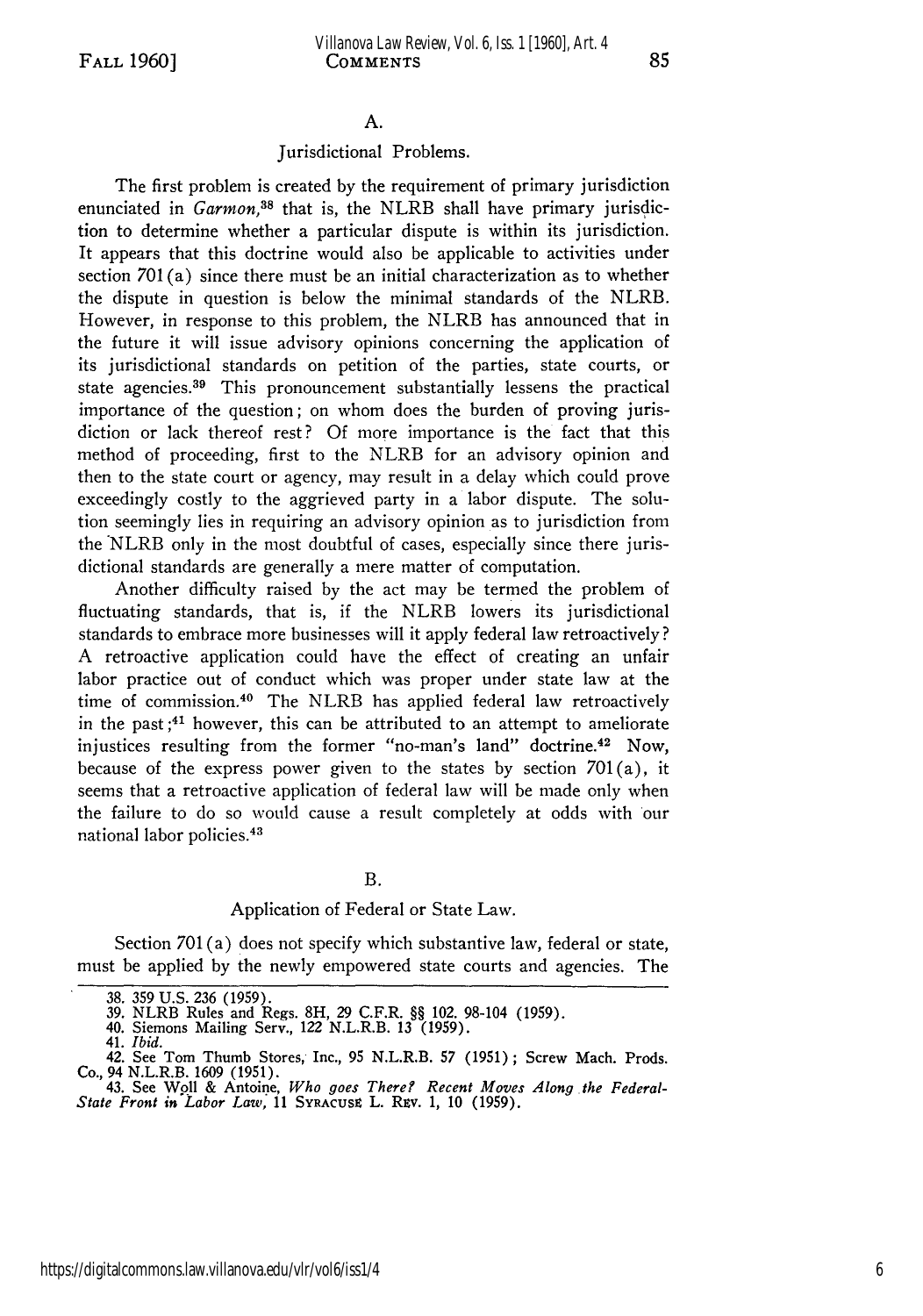### A.

### Jurisdictional Problems.

The first problem is created by the requirement of primary jurisdiction enunciated in *Garmon*,[38] that is, the NLRB shall have primary jurisdiction to determine whether a particular dispute is within its jurisdiction. It appears that this doctrine would also be applicable to activities under section 701(a) since there must be an initial characterization as to whether the dispute in question is below the minimal standards of the NLRB. However, in response to this problem, the NLRB has announced that in the future it will issue advisory opinions concerning the application of its jurisdictional standards on petition of the parties, state courts, or state agencies.[39] This pronouncement substantially lessens the practical importance of the question; on whom does the burden of proving jurisdiction or lack thereof rest? Of more importance is the fact that this method of proceeding, first to the NLRB for an advisory opinion and then to the state court or agency, may result in a delay which could prove exceedingly costly to the aggrieved party in a labor dispute. The solution seemingly lies in requiring an advisory opinion as to jurisdiction from the NLRB only in the most doubtful of cases, especially since there jurisdictional standards are generally a mere matter of computation.

Another difficulty raised by the act may be termed the problem of fluctuating standards, that is, if the NLRB lowers its jurisdictional standards to embrace more businesses will it apply federal law retroactively? A retroactive application could have the effect of creating an unfair labor practice out of conduct which was proper under state law at the time of commission.[40] The NLRB has applied federal law retroactively in the past;[41] however, this can be attributed to an attempt to ameliorate injustices resulting from the former "no-man's land" doctrine.[42] Now, because of the express power given to the states by section 701(a), it seems that a retroactive application of federal law will be made only when the failure to do so would cause a result completely at odds with our national labor policies.[43]

### B.

### Application of Federal or State Law.

Section 701(a) does not specify which substantive law, federal or state, must be applied by the newly empowered state courts and agencies. The

---

38. 359 U.S. 236 (1959).
39. NLRB Rules and Regs. 8H, 29 C.F.R. §§ 102. 98-104 (1959).
40. Siemons Mailing Serv., 122 N.L.R.B. 13 (1959).
41. *Ibid.*
42. See Tom Thumb Stores, Inc., 95 N.L.R.B. 57 (1951); Screw Mach. Prods. Co., 94 N.L.R.B. 1609 (1951).
43. See Woll & Antoine, *Who goes There? Recent Moves Along the Federal-State Front in Labor Law*, 11 SYRACUSE L. REV. 1, 10 (1959).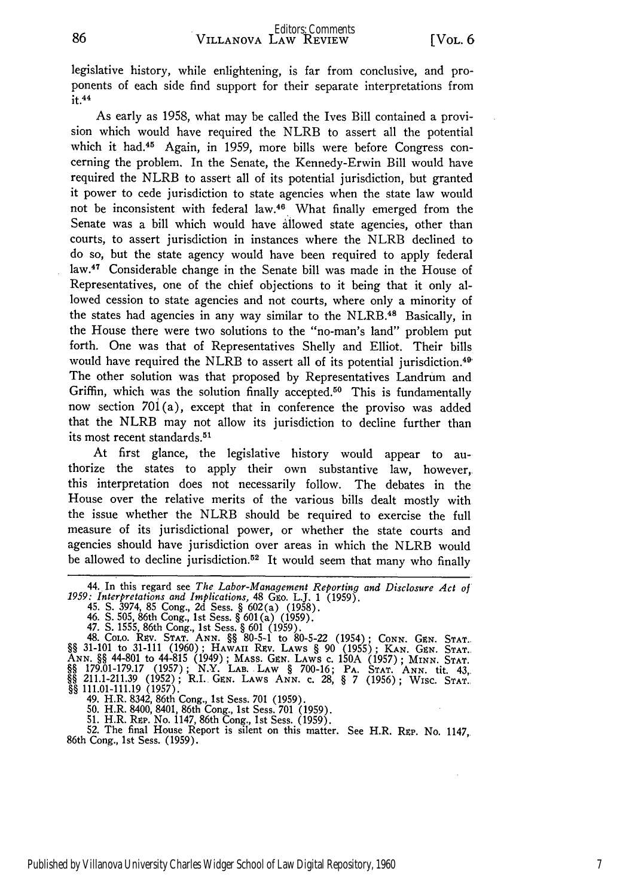legislative history, while enlightening, is far from conclusive, and proponents of each side find support for their separate interpretations from it.[44]

As early as 1958, what may be called the Ives Bill contained a provision which would have required the NLRB to assert all the potential which it had.[45] Again, in 1959, more bills were before Congress concerning the problem. In the Senate, the Kennedy-Erwin Bill would have required the NLRB to assert all of its potential jurisdiction, but granted it power to cede jurisdiction to state agencies when the state law would not be inconsistent with federal law.[46] What finally emerged from the Senate was a bill which would have allowed state agencies, other than courts, to assert jurisdiction in instances where the NLRB declined to do so, but the state agency would have been required to apply federal law.[47] Considerable change in the Senate bill was made in the House of Representatives, one of the chief objections to it being that it only allowed cession to state agencies and not courts, where only a minority of the states had agencies in any way similar to the NLRB.[48] Basically, in the House there were two solutions to the "no-man's land" problem put forth. One was that of Representatives Shelly and Elliot. Their bills would have required the NLRB to assert all of its potential jurisdiction.[49] The other solution was that proposed by Representatives Landrum and Griffin, which was the solution finally accepted.[50] This is fundamentally now section 701(a), except that in conference the proviso was added that the NLRB may not allow its jurisdiction to decline further than its most recent standards.[51]

At first glance, the legislative history would appear to authorize the states to apply their own substantive law, however, this interpretation does not necessarily follow. The debates in the House over the relative merits of the various bills dealt mostly with the issue whether the NLRB should be required to exercise the full measure of its jurisdictional power, or whether the state courts and agencies should have jurisdiction over areas in which the NLRB would be allowed to decline jurisdiction.[52] It would seem that many who finally

---

44. In this regard see *The Labor-Management Reporting and Disclosure Act of 1959: Interpretations and Implications*, 48 Geo. L.J. 1 (1959).

45. S. 3974, 85 Cong., 2d Sess. § 602(a) (1958).

46. S. 505, 86th Cong., 1st Sess. § 601(a) (1959).

47. S. 1555, 86th Cong., 1st Sess. § 601 (1959).

48. Colo. Rev. Stat. Ann. §§ 80-5-1 to 80-5-22 (1954); Conn. Gen. Stat. §§ 31-101 to 31-111 (1960); Hawaii Rev. Laws § 90 (1955); Kan. Gen. Stat. Ann. §§ 44-801 to 44-815 (1949); Mass. Gen. Laws c. 150A (1957); Minn. Stat. §§ 179.01-179.17 (1957); N.Y. Lab. Law § 700-16; Pa. Stat. Ann. tit. 43, §§ 211.1-211.39 (1952); R.I. Gen. Laws Ann. c. 28, § 7 (1956); Wisc. Stat. §§ 111.01-111.19 (1957).

49. H.R. 8342, 86th Cong., 1st Sess. 701 (1959).

50. H.R. 8400, 8401, 86th Cong., 1st Sess. 701 (1959).

51. H.R. Rep. No. 1147, 86th Cong., 1st Sess. (1959).

52. The final House Report is silent on this matter. See H.R. Rep. No. 1147, 86th Cong., 1st Sess. (1959).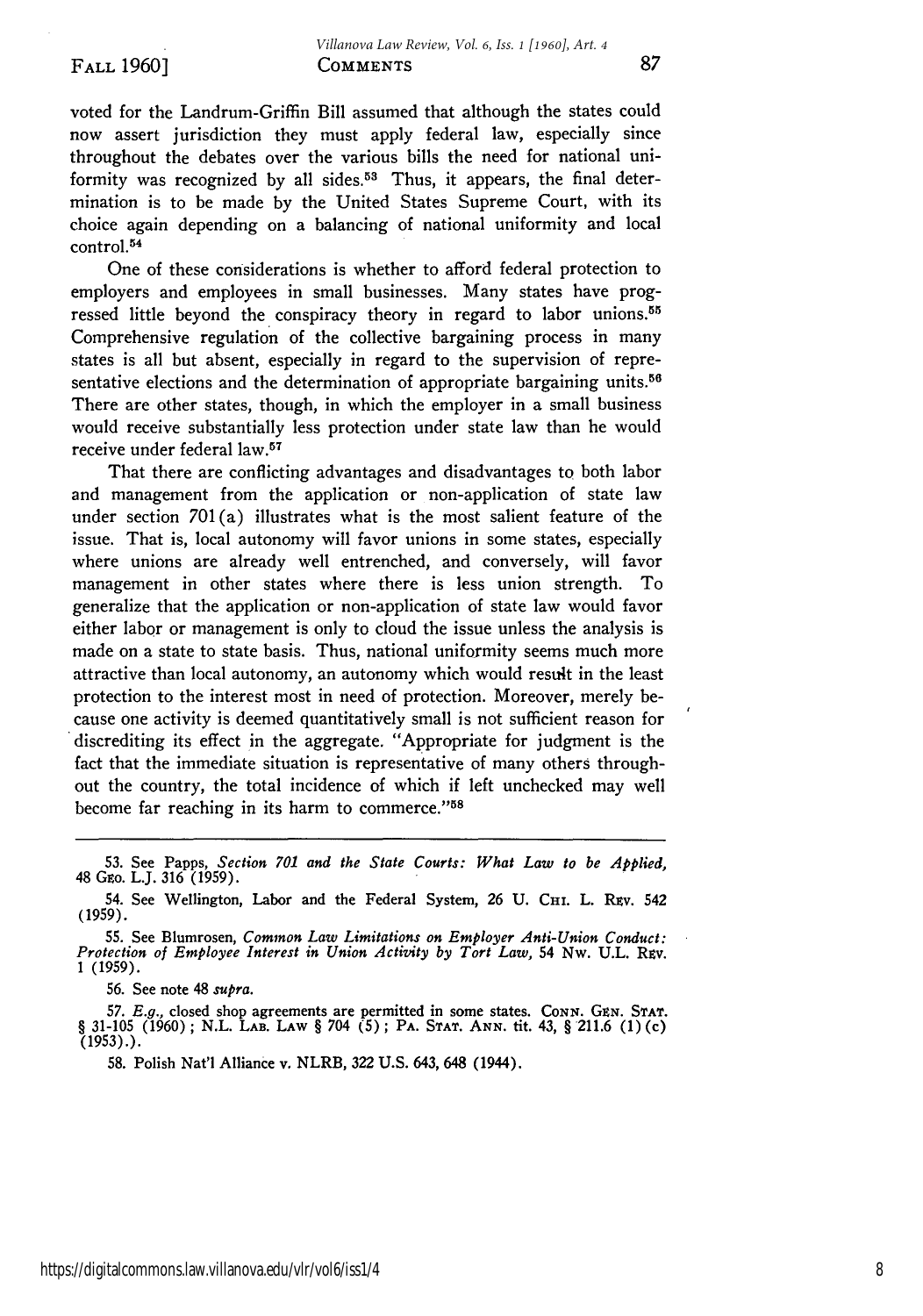voted for the Landrum-Griffin Bill assumed that although the states could now assert jurisdiction they must apply federal law, especially since throughout the debates over the various bills the need for national uniformity was recognized by all sides.[53] Thus, it appears, the final determination is to be made by the United States Supreme Court, with its choice again depending on a balancing of national uniformity and local control.[54]

One of these considerations is whether to afford federal protection to employers and employees in small businesses. Many states have progressed little beyond the conspiracy theory in regard to labor unions.[55] Comprehensive regulation of the collective bargaining process in many states is all but absent, especially in regard to the supervision of representative elections and the determination of appropriate bargaining units.[56] There are other states, though, in which the employer in a small business would receive substantially less protection under state law than he would receive under federal law.[57]

That there are conflicting advantages and disadvantages to both labor and management from the application or non-application of state law under section 701(a) illustrates what is the most salient feature of the issue. That is, local autonomy will favor unions in some states, especially where unions are already well entrenched, and conversely, will favor management in other states where there is less union strength. To generalize that the application or non-application of state law would favor either labor or management is only to cloud the issue unless the analysis is made on a state to state basis. Thus, national uniformity seems much more attractive than local autonomy, an autonomy which would result in the least protection to the interest most in need of protection. Moreover, merely because one activity is deemed quantitatively small is not sufficient reason for discrediting its effect in the aggregate. "Appropriate for judgment is the fact that the immediate situation is representative of many others throughout the country, the total incidence of which if left unchecked may well become far reaching in its harm to commerce."[58]

---

53. See Papps, *Section 701 and the State Courts: What Law to be Applied*, 48 Geo. L.J. 316 (1959).

54. See Wellington, Labor and the Federal System, 26 U. Chi. L. Rev. 542 (1959).

55. See Blumrosen, *Common Law Limitations on Employer Anti-Union Conduct: Protection of Employee Interest in Union Activity by Tort Law*, 54 Nw. U.L. Rev. 1 (1959).

56. See note 48 *supra*.

57. *E.g.*, closed shop agreements are permitted in some states. Conn. Gen. Stat. § 31-105 (1960); N.L. Lab. Law § 704 (5); Pa. Stat. Ann. tit. 43, § 211.6 (1)(c) (1953).).

58. Polish Nat'l Alliance v. NLRB, 322 U.S. 643, 648 (1944).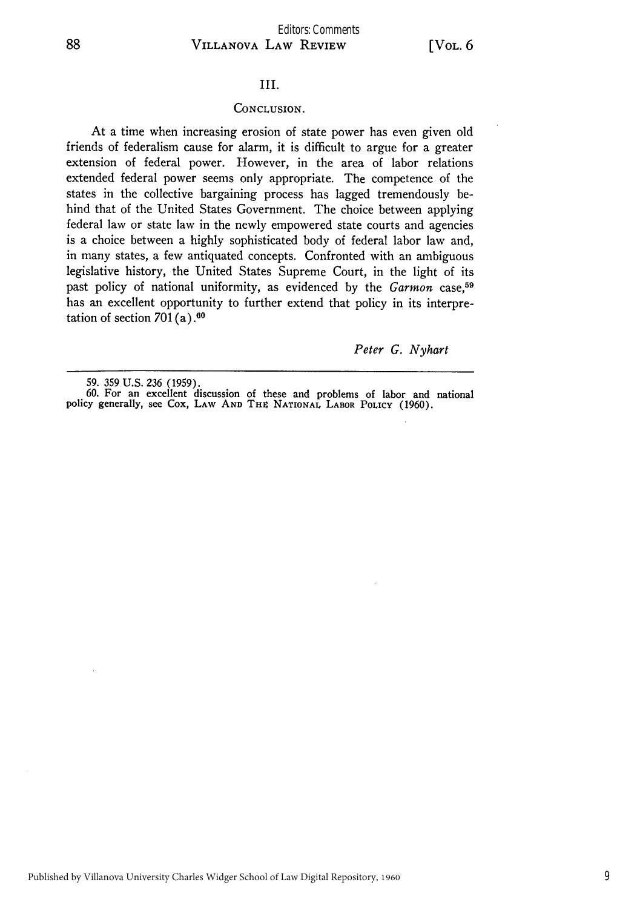## III.

### CONCLUSION.

At a time when increasing erosion of state power has even given old friends of federalism cause for alarm, it is difficult to argue for a greater extension of federal power. However, in the area of labor relations extended federal power seems only appropriate. The competence of the states in the collective bargaining process has lagged tremendously behind that of the United States Government. The choice between applying federal law or state law in the newly empowered state courts and agencies is a choice between a highly sophisticated body of federal labor law and, in many states, a few antiquated concepts. Confronted with an ambiguous legislative history, the United States Supreme Court, in the light of its past policy of national uniformity, as evidenced by the *Garmon* case,[59] has an excellent opportunity to further extend that policy in its interpretation of section 701(a).[60]

*Peter G. Nyhart*

---

59. 359 U.S. 236 (1959).

60. For an excellent discussion of these and problems of labor and national policy generally, see Cox, LAW AND THE NATIONAL LABOR POLICY (1960).